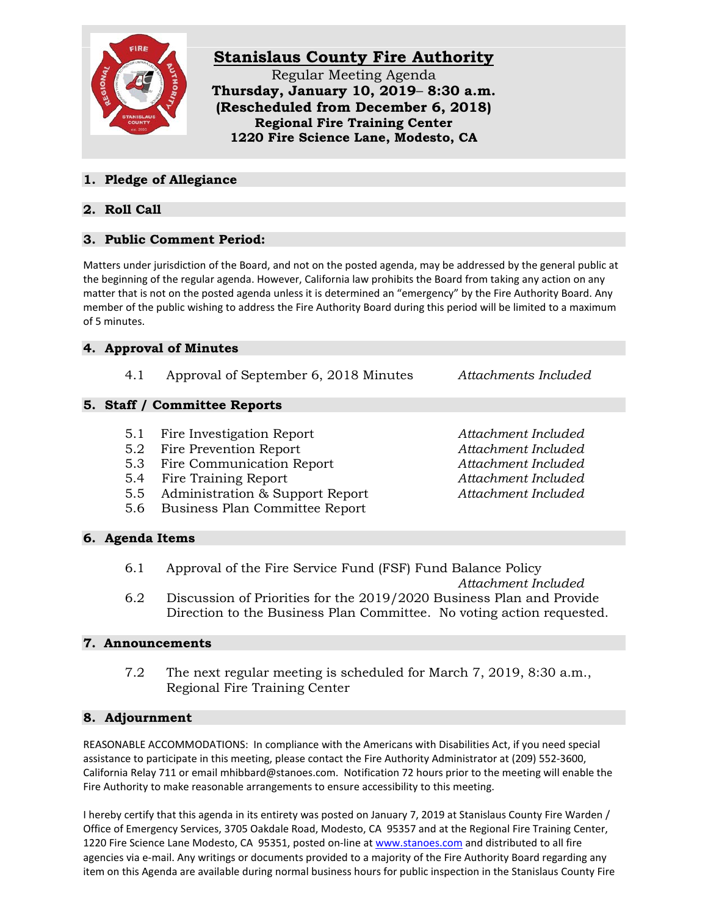# Stanislaus County Fire Authority

**Regular Meeting Agenda**
**Thursday, January 10, 2019– 8:30 a.m.**
**(Rescheduled from December 6, 2018)**
**Regional Fire Training Center**
**1220 Fire Science Lane, Modesto, CA**

## 1. Pledge of Allegiance

## 2. Roll Call

## 3. Public Comment Period:

Matters under jurisdiction of the Board, and not on the posted agenda, may be addressed by the general public at the beginning of the regular agenda. However, California law prohibits the Board from taking any action on any matter that is not on the posted agenda unless it is determined an "emergency" by the Fire Authority Board. Any member of the public wishing to address the Fire Authority Board during this period will be limited to a maximum of 5 minutes.

## 4. Approval of Minutes

4.1 Approval of September 6, 2018 Minutes — *Attachments Included*

## 5. Staff / Committee Reports

5.1 Fire Investigation Report — *Attachment Included*
5.2 Fire Prevention Report — *Attachment Included*
5.3 Fire Communication Report — *Attachment Included*
5.4 Fire Training Report — *Attachment Included*
5.5 Administration & Support Report — *Attachment Included*
5.6 Business Plan Committee Report

## 6. Agenda Items

6.1 Approval of the Fire Service Fund (FSF) Fund Balance Policy — *Attachment Included*

6.2 Discussion of Priorities for the 2019/2020 Business Plan and Provide Direction to the Business Plan Committee. No voting action requested.

## 7. Announcements

7.2 The next regular meeting is scheduled for March 7, 2019, 8:30 a.m., Regional Fire Training Center

## 8. Adjournment

REASONABLE ACCOMMODATIONS: In compliance with the Americans with Disabilities Act, if you need special assistance to participate in this meeting, please contact the Fire Authority Administrator at (209) 552-3600, California Relay 711 or email mhibbard@stanoes.com. Notification 72 hours prior to the meeting will enable the Fire Authority to make reasonable arrangements to ensure accessibility to this meeting.

I hereby certify that this agenda in its entirety was posted on January 7, 2019 at Stanislaus County Fire Warden / Office of Emergency Services, 3705 Oakdale Road, Modesto, CA 95357 and at the Regional Fire Training Center, 1220 Fire Science Lane Modesto, CA 95351, posted on-line at www.stanoes.com and distributed to all fire agencies via e-mail. Any writings or documents provided to a majority of the Fire Authority Board regarding any item on this Agenda are available during normal business hours for public inspection in the Stanislaus County Fire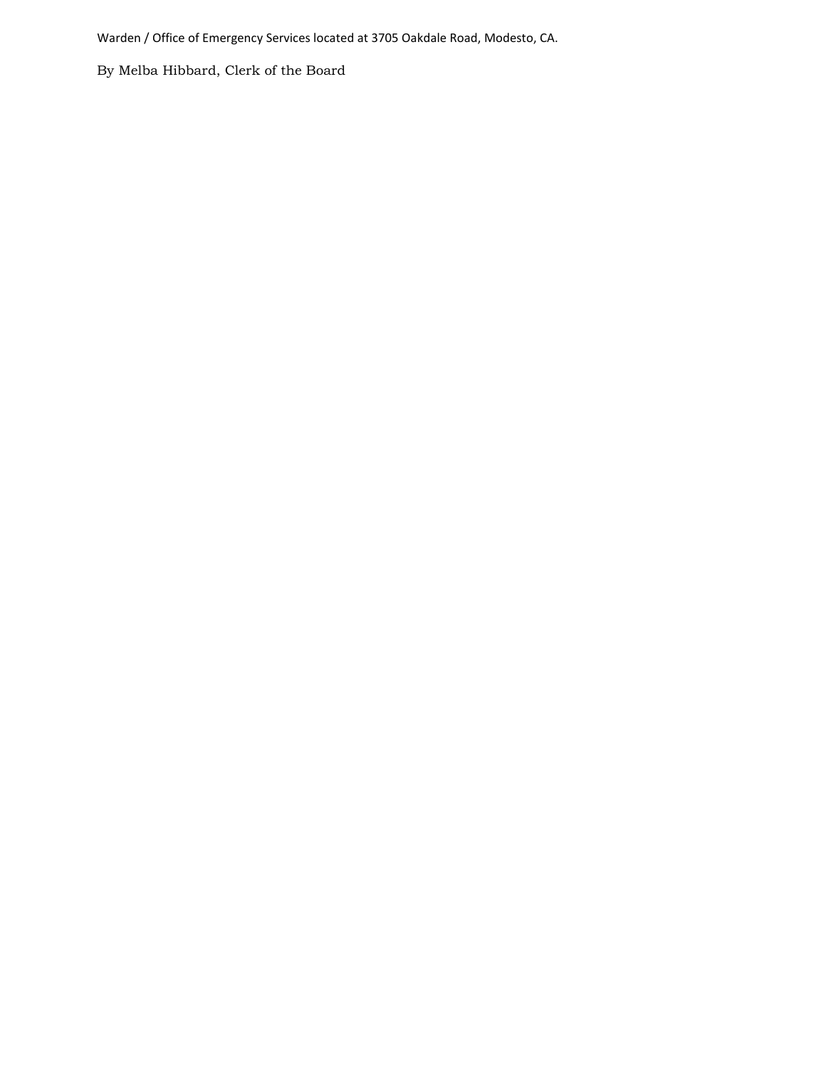Warden / Office of Emergency Services located at 3705 Oakdale Road, Modesto, CA.

By Melba Hibbard, Clerk of the Board